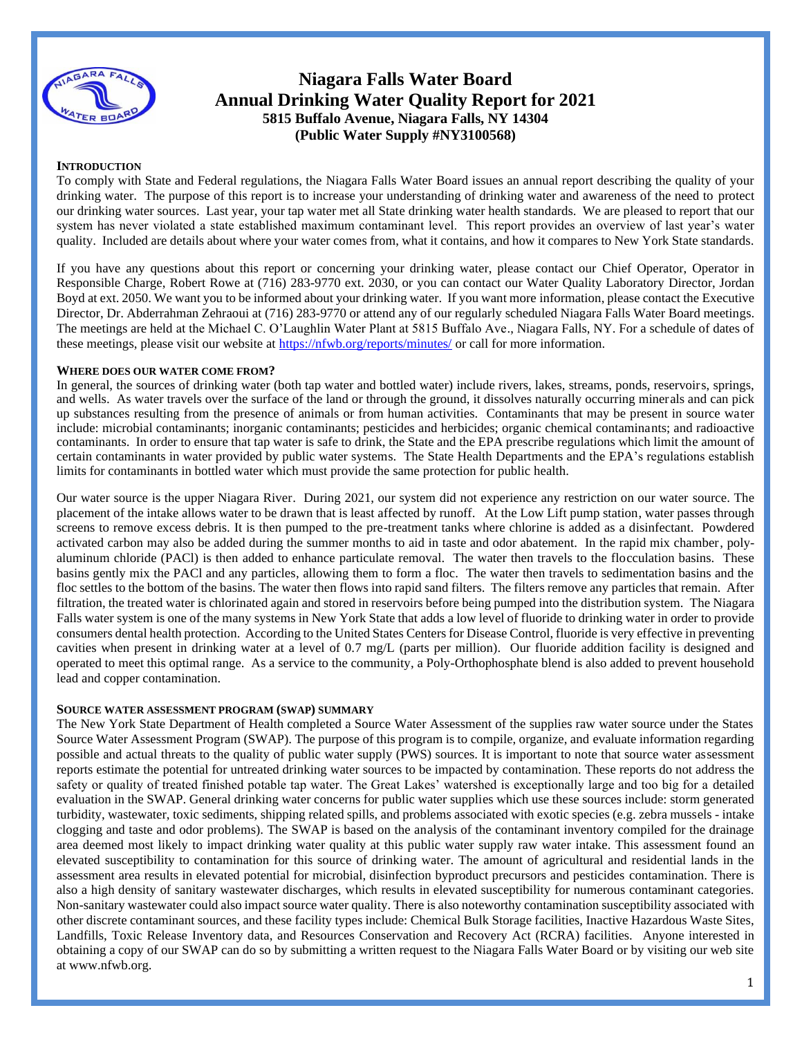# Niagara Falls Water Board
# Annual Drinking Water Quality Report for 2021

**5815 Buffalo Avenue, Niagara Falls, NY 14304**
**(Public Water Supply #NY3100568)**

### INTRODUCTION

To comply with State and Federal regulations, the Niagara Falls Water Board issues an annual report describing the quality of your drinking water. The purpose of this report is to increase your understanding of drinking water and awareness of the need to protect our drinking water sources. Last year, your tap water met all State drinking water health standards. We are pleased to report that our system has never violated a state established maximum contaminant level. This report provides an overview of last year's water quality. Included are details about where your water comes from, what it contains, and how it compares to New York State standards.

If you have any questions about this report or concerning your drinking water, please contact our Chief Operator, Operator in Responsible Charge, Robert Rowe at (716) 283-9770 ext. 2030, or you can contact our Water Quality Laboratory Director, Jordan Boyd at ext. 2050. We want you to be informed about your drinking water. If you want more information, please contact the Executive Director, Dr. Abderrahman Zehraoui at (716) 283-9770 or attend any of our regularly scheduled Niagara Falls Water Board meetings. The meetings are held at the Michael C. O'Laughlin Water Plant at 5815 Buffalo Ave., Niagara Falls, NY. For a schedule of dates of these meetings, please visit our website at https://nfwb.org/reports/minutes/ or call for more information.

### WHERE DOES OUR WATER COME FROM?

In general, the sources of drinking water (both tap water and bottled water) include rivers, lakes, streams, ponds, reservoirs, springs, and wells. As water travels over the surface of the land or through the ground, it dissolves naturally occurring minerals and can pick up substances resulting from the presence of animals or from human activities. Contaminants that may be present in source water include: microbial contaminants; inorganic contaminants; pesticides and herbicides; organic chemical contaminants; and radioactive contaminants. In order to ensure that tap water is safe to drink, the State and the EPA prescribe regulations which limit the amount of certain contaminants in water provided by public water systems. The State Health Departments and the EPA's regulations establish limits for contaminants in bottled water which must provide the same protection for public health.

Our water source is the upper Niagara River. During 2021, our system did not experience any restriction on our water source. The placement of the intake allows water to be drawn that is least affected by runoff. At the Low Lift pump station, water passes through screens to remove excess debris. It is then pumped to the pre-treatment tanks where chlorine is added as a disinfectant. Powdered activated carbon may also be added during the summer months to aid in taste and odor abatement. In the rapid mix chamber, poly-aluminum chloride (PACl) is then added to enhance particulate removal. The water then travels to the flocculation basins. These basins gently mix the PACl and any particles, allowing them to form a floc. The water then travels to sedimentation basins and the floc settles to the bottom of the basins. The water then flows into rapid sand filters. The filters remove any particles that remain. After filtration, the treated water is chlorinated again and stored in reservoirs before being pumped into the distribution system. The Niagara Falls water system is one of the many systems in New York State that adds a low level of fluoride to drinking water in order to provide consumers dental health protection. According to the United States Centers for Disease Control, fluoride is very effective in preventing cavities when present in drinking water at a level of 0.7 mg/L (parts per million). Our fluoride addition facility is designed and operated to meet this optimal range. As a service to the community, a Poly-Orthophosphate blend is also added to prevent household lead and copper contamination.

### SOURCE WATER ASSESSMENT PROGRAM (SWAP) SUMMARY

The New York State Department of Health completed a Source Water Assessment of the supplies raw water source under the States Source Water Assessment Program (SWAP). The purpose of this program is to compile, organize, and evaluate information regarding possible and actual threats to the quality of public water supply (PWS) sources. It is important to note that source water assessment reports estimate the potential for untreated drinking water sources to be impacted by contamination. These reports do not address the safety or quality of treated finished potable tap water. The Great Lakes' watershed is exceptionally large and too big for a detailed evaluation in the SWAP. General drinking water concerns for public water supplies which use these sources include: storm generated turbidity, wastewater, toxic sediments, shipping related spills, and problems associated with exotic species (e.g. zebra mussels - intake clogging and taste and odor problems). The SWAP is based on the analysis of the contaminant inventory compiled for the drainage area deemed most likely to impact drinking water quality at this public water supply raw water intake. This assessment found an elevated susceptibility to contamination for this source of drinking water. The amount of agricultural and residential lands in the assessment area results in elevated potential for microbial, disinfection byproduct precursors and pesticides contamination. There is also a high density of sanitary wastewater discharges, which results in elevated susceptibility for numerous contaminant categories. Non-sanitary wastewater could also impact source water quality. There is also noteworthy contamination susceptibility associated with other discrete contaminant sources, and these facility types include: Chemical Bulk Storage facilities, Inactive Hazardous Waste Sites, Landfills, Toxic Release Inventory data, and Resources Conservation and Recovery Act (RCRA) facilities. Anyone interested in obtaining a copy of our SWAP can do so by submitting a written request to the Niagara Falls Water Board or by visiting our web site at www.nfwb.org.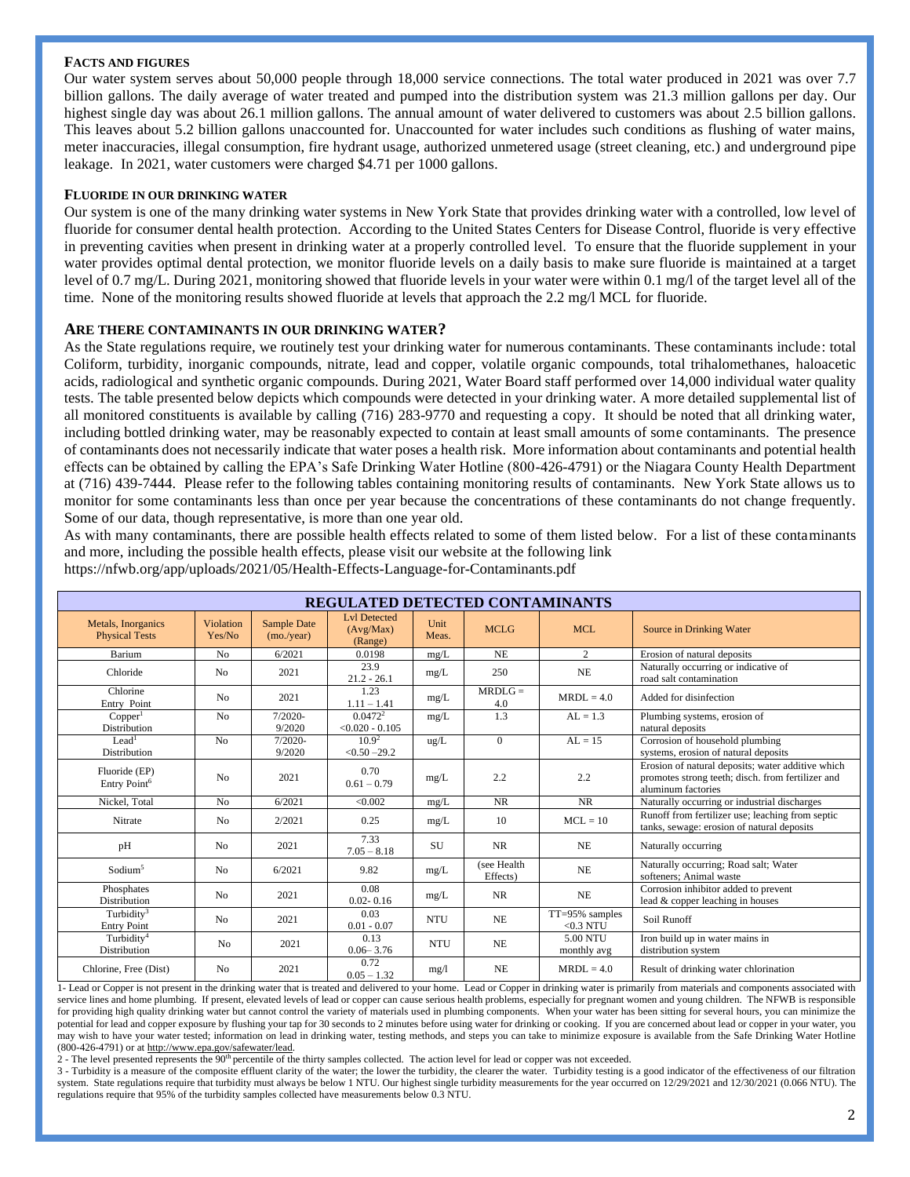### FACTS AND FIGURES

Our water system serves about 50,000 people through 18,000 service connections. The total water produced in 2021 was over 7.7 billion gallons. The daily average of water treated and pumped into the distribution system was 21.3 million gallons per day. Our highest single day was about 26.1 million gallons. The annual amount of water delivered to customers was about 2.5 billion gallons. This leaves about 5.2 billion gallons unaccounted for. Unaccounted for water includes such conditions as flushing of water mains, meter inaccuracies, illegal consumption, fire hydrant usage, authorized unmetered usage (street cleaning, etc.) and underground pipe leakage. In 2021, water customers were charged $4.71 per 1000 gallons.

### FLUORIDE IN OUR DRINKING WATER

Our system is one of the many drinking water systems in New York State that provides drinking water with a controlled, low level of fluoride for consumer dental health protection. According to the United States Centers for Disease Control, fluoride is very effective in preventing cavities when present in drinking water at a properly controlled level. To ensure that the fluoride supplement in your water provides optimal dental protection, we monitor fluoride levels on a daily basis to make sure fluoride is maintained at a target level of 0.7 mg/L. During 2021, monitoring showed that fluoride levels in your water were within 0.1 mg/l of the target level all of the time. None of the monitoring results showed fluoride at levels that approach the 2.2 mg/l MCL for fluoride.

### ARE THERE CONTAMINANTS IN OUR DRINKING WATER?

As the State regulations require, we routinely test your drinking water for numerous contaminants. These contaminants include: total Coliform, turbidity, inorganic compounds, nitrate, lead and copper, volatile organic compounds, total trihalomethanes, haloacetic acids, radiological and synthetic organic compounds. During 2021, Water Board staff performed over 14,000 individual water quality tests. The table presented below depicts which compounds were detected in your drinking water. A more detailed supplemental list of all monitored constituents is available by calling (716) 283-9770 and requesting a copy. It should be noted that all drinking water, including bottled drinking water, may be reasonably expected to contain at least small amounts of some contaminants. The presence of contaminants does not necessarily indicate that water poses a health risk. More information about contaminants and potential health effects can be obtained by calling the EPA's Safe Drinking Water Hotline (800-426-4791) or the Niagara County Health Department at (716) 439-7444. Please refer to the following tables containing monitoring results of contaminants. New York State allows us to monitor for some contaminants less than once per year because the concentrations of these contaminants do not change frequently. Some of our data, though representative, is more than one year old.

As with many contaminants, there are possible health effects related to some of them listed below. For a list of these contaminants and more, including the possible health effects, please visit our website at the following link https://nfwb.org/app/uploads/2021/05/Health-Effects-Language-for-Contaminants.pdf

| REGULATED DETECTED CONTAMINANTS | | | | | | | |
|---|---|---|---|---|---|---|---|
| Metals, Inorganics Physical Tests | Violation Yes/No | Sample Date (mo./year) | Lvl Detected (Avg/Max) (Range) | Unit Meas. | MCLG | MCL | Source in Drinking Water |
| Barium | No | 6/2021 | 0.0198 | mg/L | NE | 2 | Erosion of natural deposits |
| Chloride | No | 2021 | 23.9<br>21.2 - 26.1 | mg/L | 250 | NE | Naturally occurring or indicative of road salt contamination |
| Chlorine Entry Point | No | 2021 | 1.23<br>1.11 – 1.41 | mg/L | MRDLG = 4.0 | MRDL = 4.0 | Added for disinfection |
| Copper[1] Distribution | No | 7/2020-9/2020 | 0.0472[2]<br><0.020 - 0.105 | mg/L | 1.3 | AL = 1.3 | Plumbing systems, erosion of natural deposits |
| Lead[1] Distribution | No | 7/2020-9/2020 | 10.9[2]<br><0.50 –29.2 | ug/L | 0 | AL = 15 | Corrosion of household plumbing systems, erosion of natural deposits |
| Fluoride (EP) Entry Point[6] | No | 2021 | 0.70<br>0.61 – 0.79 | mg/L | 2.2 | 2.2 | Erosion of natural deposits; water additive which promotes strong teeth; disch. from fertilizer and aluminum factories |
| Nickel, Total | No | 6/2021 | <0.002 | mg/L | NR | NR | Naturally occurring or industrial discharges |
| Nitrate | No | 2/2021 | 0.25 | mg/L | 10 | MCL = 10 | Runoff from fertilizer use; leaching from septic tanks, sewage: erosion of natural deposits |
| pH | No | 2021 | 7.33<br>7.05 – 8.18 | SU | NR | NE | Naturally occurring |
| Sodium[5] | No | 6/2021 | 9.82 | mg/L | (see Health Effects) | NE | Naturally occurring; Road salt; Water softeners; Animal waste |
| Phosphates Distribution | No | 2021 | 0.08<br>0.02- 0.16 | mg/L | NR | NE | Corrosion inhibitor added to prevent lead & copper leaching in houses |
| Turbidity[3] Entry Point | No | 2021 | 0.03<br>0.01 - 0.07 | NTU | NE | TT=95% samples <0.3 NTU | Soil Runoff |
| Turbidity[4] Distribution | No | 2021 | 0.13<br>0.06– 3.76 | NTU | NE | 5.00 NTU monthly avg | Iron build up in water mains in distribution system |
| Chlorine, Free (Dist) | No | 2021 | 0.72<br>0.05 – 1.32 | mg/l | NE | MRDL = 4.0 | Result of drinking water chlorination |

1- Lead or Copper is not present in the drinking water that is treated and delivered to your home. Lead or Copper in drinking water is primarily from materials and components associated with service lines and home plumbing. If present, elevated levels of lead or copper can cause serious health problems, especially for pregnant women and young children. The NFWB is responsible for providing high quality drinking water but cannot control the variety of materials used in plumbing components. When your water has been sitting for several hours, you can minimize the potential for lead and copper exposure by flushing your tap for 30 seconds to 2 minutes before using water for drinking or cooking. If you are concerned about lead or copper in your water, you may wish to have your water tested; information on lead in drinking water, testing methods, and steps you can take to minimize exposure is available from the Safe Drinking Water Hotline (800-426-4791) or at http://www.epa.gov/safewater/lead.

2 - The level presented represents the 90th percentile of the thirty samples collected. The action level for lead or copper was not exceeded.

3 - Turbidity is a measure of the composite effluent clarity of the water; the lower the turbidity, the clearer the water. Turbidity testing is a good indicator of the effectiveness of our filtration system. State regulations require that turbidity must always be below 1 NTU. Our highest single turbidity measurements for the year occurred on 12/29/2021 and 12/30/2021 (0.066 NTU). The regulations require that 95% of the turbidity samples collected have measurements below 0.3 NTU.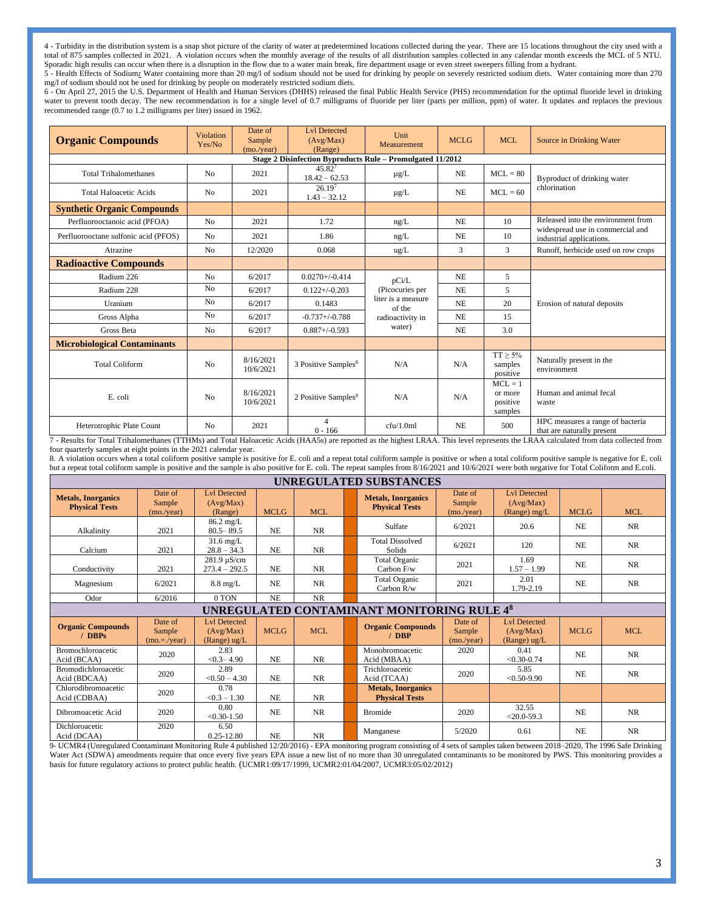4 - Turbidity in the distribution system is a snap shot picture of the clarity of water at predetermined locations collected during the year. There are 15 locations throughout the city used with a total of 875 samples collected in 2021. A violation occurs when the monthly average of the results of all distribution samples collected in any calendar month exceeds the MCL of 5 NTU. Sporadic high results can occur when there is a disruption in the flow due to a water main break, fire department usage or even street sweepers filling from a hydrant.

5 - Health Effects of Sodium**:** Water containing more than 20 mg/l of sodium should not be used for drinking by people on severely restricted sodium diets. Water containing more than 270 mg/l of sodium should not be used for drinking by people on moderately restricted sodium diets.

6 - On April 27, 2015 the U.S. Department of Health and Human Services (DHHS) released the final Public Health Service (PHS) recommendation for the optimal fluoride level in drinking water to prevent tooth decay. The new recommendation is for a single level of 0.7 milligrams of fluoride per liter (parts per million, ppm) of water. It updates and replaces the previous recommended range (0.7 to 1.2 milligrams per liter) issued in 1962.

| **Organic Compounds** | Violation Yes/No | Date of Sample (mo./year) | Lvl Detected (Avg/Max) (Range) | Unit Measurement | MCLG | MCL | Source in Drinking Water |
|---|---|---|---|---|---|---|---|
| **Stage 2 Disinfection Byproducts Rule – Promulgated 11/2012** | | | | | | | |
| Total Trihalomethanes | No | 2021 | 45.82[7] 18.42 – 62.53 | µg/L | NE | MCL = 80 | Byproduct of drinking water chlorination |
| Total Haloacetic Acids | No | 2021 | 26.19[7] 1.43 – 32.12 | µg/L | NE | MCL = 60 | |
| **Synthetic Organic Compounds** | | | | | | | |
| Perfluorooctanoic acid (PFOA) | No | 2021 | 1.72 | ng/L | NE | 10 | Released into the environment from widespread use in commercial and industrial applications. |
| Perfluorooctane sulfonic acid (PFOS) | No | 2021 | 1.86 | ng/L | NE | 10 | |
| Atrazine | No | 12/2020 | 0.068 | ug/L | 3 | 3 | Runoff, herbicide used on row crops |
| **Radioactive Compounds** | | | | | | | |
| Radium 226 | No | 6/2017 | 0.0270+/-0.414 | pCi/L (Picocuries per liter is a measure of the radioactivity in water) | NE | 5 | Erosion of natural deposits |
| Radium 228 | No | 6/2017 | 0.122+/-0.203 | | NE | 5 | |
| Uranium | No | 6/2017 | 0.1483 | | NE | 20 | |
| Gross Alpha | No | 6/2017 | -0.737+/-0.788 | | NE | 15 | |
| Gross Beta | No | 6/2017 | 0.887+/-0.593 | | NE | 3.0 | |
| **Microbiological Contaminants** | | | | | | | |
| Total Coliform | No | 8/16/2021 10/6/2021 | 3 Positive Samples[8] | N/A | N/A | TT ≥ 5% samples positive | Naturally present in the environment |
| E. coli | No | 8/16/2021 10/6/2021 | 2 Positive Samples[8] | N/A | N/A | MCL = 1 or more positive samples | Human and animal fecal waste |
| Heterotrophic Plate Count | No | 2021 | 4 0 - 166 | cfu/1.0ml | NE | 500 | HPC measures a range of bacteria that are naturally present |

7 - Results for Total Trihalomethanes (TTHMs) and Total Haloacetic Acids (HAA5s) are reported as the highest LRAA. This level represents the LRAA calculated from data collected from four quarterly samples at eight points in the 2021 calendar year.

8. A violation occurs when a total coliform positive sample is positive for E. coli and a repeat total coliform sample is positive or when a total coliform positive sample is negative for E. coli but a repeat total coliform sample is positive and the sample is also positive for E. coli. The repeat samples from 8/16/2021 and 10/6/2021 were both negative for Total Coliform and E.coli.

## UNREGULATED SUBSTANCES

| **Metals, Inorganics Physical Tests** | Date of Sample (mo./year) | Lvl Detected (Avg/Max) (Range) | MCLG | MCL | **Metals, Inorganics Physical Tests** | Date of Sample (mo./year) | Lvl Detected (Avg/Max) (Range) mg/L | MCLG | MCL |
|---|---|---|---|---|---|---|---|---|---|
| Alkalinity | 2021 | 86.2 mg/L 80.5– 89.5 | NE | NR | Sulfate | 6/2021 | 20.6 | NE | NR |
| Calcium | 2021 | 31.6 mg/L 28.8 – 34.3 | NE | NR | Total Dissolved Solids | 6/2021 | 120 | NE | NR |
| Conductivity | 2021 | 281.9 µS/cm 273.4 – 292.5 | NE | NR | Total Organic Carbon F/w | 2021 | 1.69 1.57 – 1.99 | NE | NR |
| Magnesium | 6/2021 | 8.8 mg/L | NE | NR | Total Organic Carbon R/w | 2021 | 2.01 1.79-2.19 | NE | NR |
| Odor | 6/2016 | 0 TON | NE | NR | | | | | |

## UNREGULATED CONTAMINANT MONITORING RULE 4[8]

| **Organic Compounds / DBPs** | Date of Sample (mo.=./year) | Lvl Detected (Avg/Max) (Range) ug/L | MCLG | MCL | **Organic Compounds / DBP** | Date of Sample (mo./year) | Lvl Detected (Avg/Max) (Range) ug/L | MCLG | MCL |
|---|---|---|---|---|---|---|---|---|---|
| Bromochloroacetic Acid (BCAA) | 2020 | 2.83 <0.3– 4.90 | NE | NR | Monobromoacetic Acid (MBAA) | 2020 | 0.41 <0.30-0.74 | NE | NR |
| Bromodichloroacetic Acid (BDCAA) | 2020 | 2.89 <0.50 – 4.30 | NE | NR | Trichloroacetic Acid (TCAA) | 2020 | 5.85 <0.50-9.90 | NE | NR |
| Chlorodibromoacetic Acid (CDBAA) | 2020 | 0.78 <0.3 – 1.30 | NE | NR | **Metals, Inorganics Physical Tests** | | | | |
| Dibromoacetic Acid | 2020 | 0.80 <0.30-1.50 | NE | NR | Bromide | 2020 | 32.55 <20.0-59.3 | NE | NR |
| Dichloroacetic Acid (DCAA) | 2020 | 6.50 0.25-12.80 | NE | NR | Manganese | 5/2020 | 0.61 | NE | NR |

9- UCMR4 (Unregulated Contaminant Monitoring Rule 4 published 12/20/2016) - EPA monitoring program consisting of 4 sets of samples taken between 2018–2020, The 1996 Safe Drinking Water Act (SDWA) amendments require that once every five years EPA issue a new list of no more than 30 unregulated contaminants to be monitored by PWS. This monitoring provides a basis for future regulatory actions to protect public health. (UCMR1:09/17/1999, UCMR2:01/04/2007, UCMR3:05/02/2012)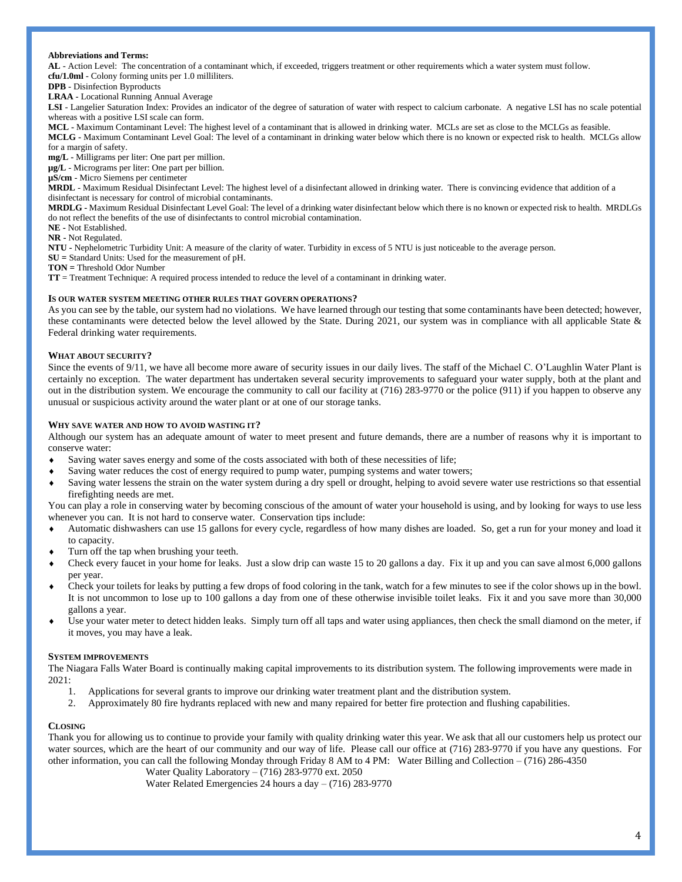**Abbreviations and Terms:**

**AL** - Action Level: The concentration of a contaminant which, if exceeded, triggers treatment or other requirements which a water system must follow.
**cfu/1.0ml** - Colony forming units per 1.0 milliliters.
**DPB** - Disinfection Byproducts
**LRAA** - Locational Running Annual Average
**LSI** - Langelier Saturation Index: Provides an indicator of the degree of saturation of water with respect to calcium carbonate. A negative LSI has no scale potential whereas with a positive LSI scale can form.
**MCL** - Maximum Contaminant Level: The highest level of a contaminant that is allowed in drinking water. MCLs are set as close to the MCLGs as feasible.
**MCLG** - Maximum Contaminant Level Goal: The level of a contaminant in drinking water below which there is no known or expected risk to health. MCLGs allow for a margin of safety.
**mg/L** - Milligrams per liter: One part per million.
**µg/L** - Micrograms per liter: One part per billion.
**µS/cm** - Micro Siemens per centimeter
**MRDL** - Maximum Residual Disinfectant Level: The highest level of a disinfectant allowed in drinking water. There is convincing evidence that addition of a disinfectant is necessary for control of microbial contaminants.
**MRDLG** - Maximum Residual Disinfectant Level Goal: The level of a drinking water disinfectant below which there is no known or expected risk to health. MRDLGs do not reflect the benefits of the use of disinfectants to control microbial contamination.
**NE** - Not Established.
**NR** - Not Regulated.
**NTU** - Nephelometric Turbidity Unit: A measure of the clarity of water. Turbidity in excess of 5 NTU is just noticeable to the average person.
**SU** = Standard Units: Used for the measurement of pH.
**TON** = Threshold Odor Number
**TT** = Treatment Technique: A required process intended to reduce the level of a contaminant in drinking water.

## Is our water system meeting other rules that govern operations?

As you can see by the table, our system had no violations. We have learned through our testing that some contaminants have been detected; however, these contaminants were detected below the level allowed by the State. During 2021, our system was in compliance with all applicable State & Federal drinking water requirements.

## What about security?

Since the events of 9/11, we have all become more aware of security issues in our daily lives. The staff of the Michael C. O'Laughlin Water Plant is certainly no exception. The water department has undertaken several security improvements to safeguard your water supply, both at the plant and out in the distribution system. We encourage the community to call our facility at (716) 283-9770 or the police (911) if you happen to observe any unusual or suspicious activity around the water plant or at one of our storage tanks.

## Why save water and how to avoid wasting it?

Although our system has an adequate amount of water to meet present and future demands, there are a number of reasons why it is important to conserve water:

- Saving water saves energy and some of the costs associated with both of these necessities of life;
- Saving water reduces the cost of energy required to pump water, pumping systems and water towers;
- Saving water lessens the strain on the water system during a dry spell or drought, helping to avoid severe water use restrictions so that essential firefighting needs are met.

You can play a role in conserving water by becoming conscious of the amount of water your household is using, and by looking for ways to use less whenever you can. It is not hard to conserve water. Conservation tips include:

- Automatic dishwashers can use 15 gallons for every cycle, regardless of how many dishes are loaded. So, get a run for your money and load it to capacity.
- Turn off the tap when brushing your teeth.
- Check every faucet in your home for leaks. Just a slow drip can waste 15 to 20 gallons a day. Fix it up and you can save almost 6,000 gallons per year.
- Check your toilets for leaks by putting a few drops of food coloring in the tank, watch for a few minutes to see if the color shows up in the bowl. It is not uncommon to lose up to 100 gallons a day from one of these otherwise invisible toilet leaks. Fix it and you save more than 30,000 gallons a year.
- Use your water meter to detect hidden leaks. Simply turn off all taps and water using appliances, then check the small diamond on the meter, if it moves, you may have a leak.

## System improvements

The Niagara Falls Water Board is continually making capital improvements to its distribution system. The following improvements were made in 2021:

1. Applications for several grants to improve our drinking water treatment plant and the distribution system.
2. Approximately 80 fire hydrants replaced with new and many repaired for better fire protection and flushing capabilities.

## Closing

Thank you for allowing us to continue to provide your family with quality drinking water this year. We ask that all our customers help us protect our water sources, which are the heart of our community and our way of life. Please call our office at (716) 283-9770 if you have any questions. For other information, you can call the following Monday through Friday 8 AM to 4 PM: Water Billing and Collection – (716) 286-4350

Water Quality Laboratory – (716) 283-9770 ext. 2050

Water Related Emergencies 24 hours a day – (716) 283-9770